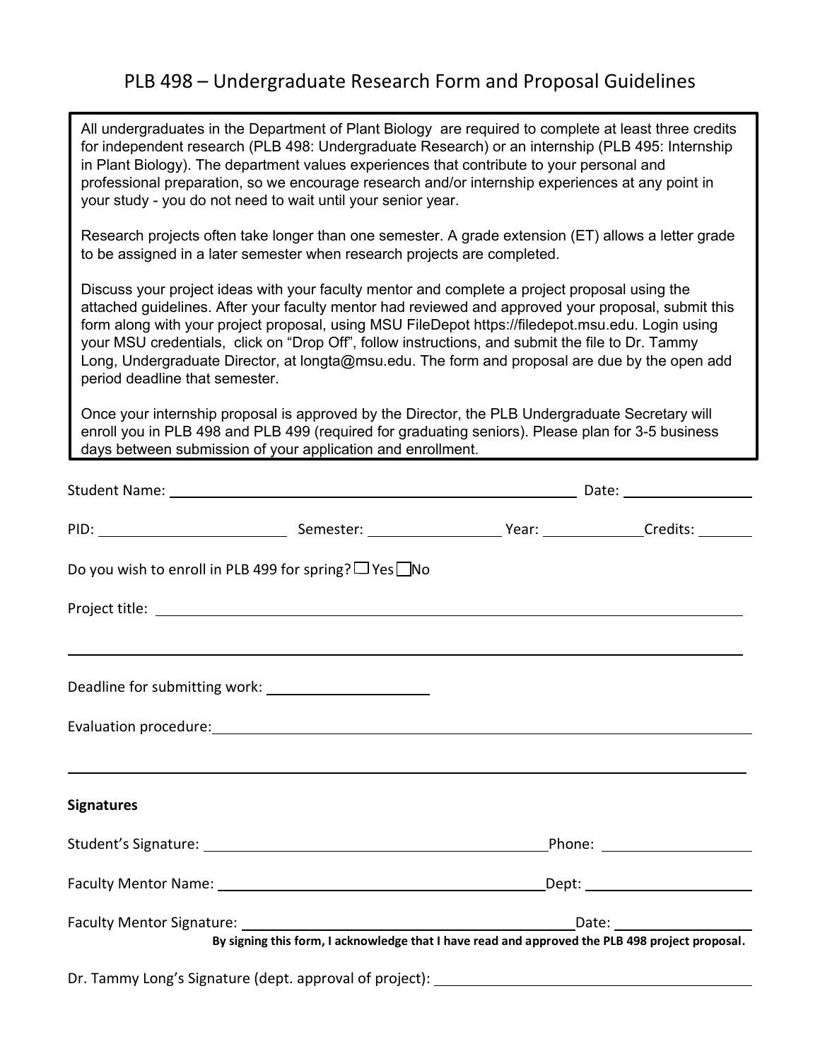# PLB 498 – Undergraduate Research Form and Proposal Guidelines

All undergraduates in the Department of Plant Biology are required to complete at least three credits for independent research (PLB 498: Undergraduate Research) or an internship (PLB 495: Internship in Plant Biology). The department values experiences that contribute to your personal and professional preparation, so we encourage research and/or internship experiences at any point in your study - you do not need to wait until your senior year.

Research projects often take longer than one semester. A grade extension (ET) allows a letter grade to be assigned in a later semester when research projects are completed.

Discuss your project ideas with your faculty mentor and complete a project proposal using the attached guidelines. After your faculty mentor had reviewed and approved your proposal, submit this form along with your project proposal, using MSU FileDepot https://filedepot.msu.edu. Login using your MSU credentials, click on "Drop Off", follow instructions, and submit the file to Dr. Tammy Long, Undergraduate Director, at longta@msu.edu. The form and proposal are due by the open add period deadline that semester.

Once your internship proposal is approved by the Director, the PLB Undergraduate Secretary will enroll you in PLB 498 and PLB 499 (required for graduating seniors). Please plan for 3-5 business days between submission of your application and enrollment.

Student Name: ______________________________ Date: ______________

PID: ______________ Semester: ______________ Year: ______________ Credits: ________

Do you wish to enroll in PLB 499 for spring? ☐ Yes ☐ No

Project title: ______________________________________________________________

_____________________________________________________________________

Deadline for submitting work: ____________________

Evaluation procedure: _________________________________________________________

_____________________________________________________________________

**Signatures**

Student's Signature: ______________________________ Phone: ______________

Faculty Mentor Name: ______________________________ Dept: ______________

Faculty Mentor Signature: ______________________________ Date: ______________

**By signing this form, I acknowledge that I have read and approved the PLB 498 project proposal.**

Dr. Tammy Long's Signature (dept. approval of project): ______________________________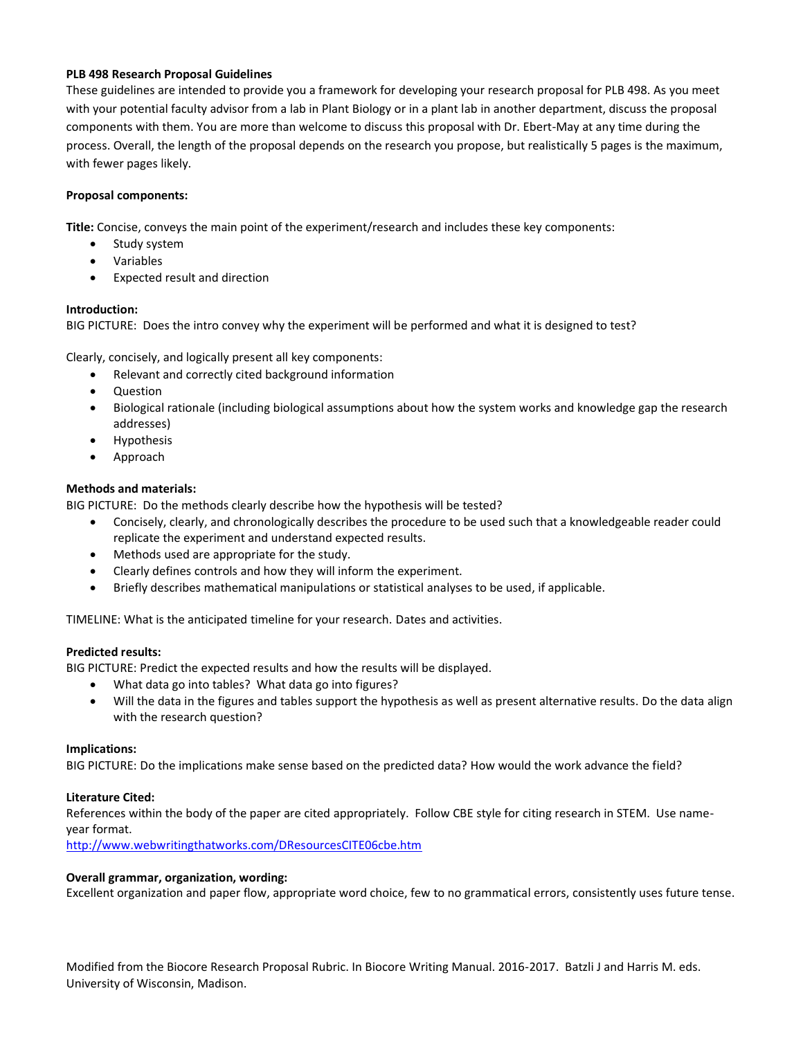**PLB 498 Research Proposal Guidelines**

These guidelines are intended to provide you a framework for developing your research proposal for PLB 498. As you meet with your potential faculty advisor from a lab in Plant Biology or in a plant lab in another department, discuss the proposal components with them. You are more than welcome to discuss this proposal with Dr. Ebert-May at any time during the process. Overall, the length of the proposal depends on the research you propose, but realistically 5 pages is the maximum, with fewer pages likely.

**Proposal components:**

**Title:** Concise, conveys the main point of the experiment/research and includes these key components:

- Study system
- Variables
- Expected result and direction

**Introduction:**

BIG PICTURE: Does the intro convey why the experiment will be performed and what it is designed to test?

Clearly, concisely, and logically present all key components:

- Relevant and correctly cited background information
- Question
- Biological rationale (including biological assumptions about how the system works and knowledge gap the research addresses)
- Hypothesis
- Approach

**Methods and materials:**

BIG PICTURE: Do the methods clearly describe how the hypothesis will be tested?

- Concisely, clearly, and chronologically describes the procedure to be used such that a knowledgeable reader could replicate the experiment and understand expected results.
- Methods used are appropriate for the study.
- Clearly defines controls and how they will inform the experiment.
- Briefly describes mathematical manipulations or statistical analyses to be used, if applicable.

TIMELINE: What is the anticipated timeline for your research. Dates and activities.

**Predicted results:**

BIG PICTURE: Predict the expected results and how the results will be displayed.

- What data go into tables? What data go into figures?
- Will the data in the figures and tables support the hypothesis as well as present alternative results. Do the data align with the research question?

**Implications:**

BIG PICTURE: Do the implications make sense based on the predicted data? How would the work advance the field?

**Literature Cited:**

References within the body of the paper are cited appropriately. Follow CBE style for citing research in STEM. Use name-year format.

[http://www.webwritingthatworks.com/DResourcesCITE06cbe.htm](http://www.webwritingthatworks.com/DResourcesCITE06cbe.htm)

**Overall grammar, organization, wording:**

Excellent organization and paper flow, appropriate word choice, few to no grammatical errors, consistently uses future tense.

Modified from the Biocore Research Proposal Rubric. In Biocore Writing Manual. 2016-2017. Batzli J and Harris M. eds. University of Wisconsin, Madison.